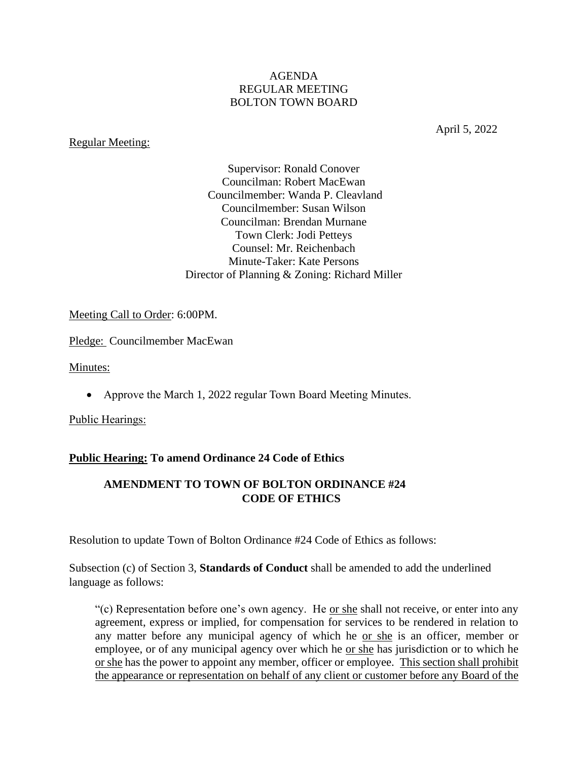AGENDA
REGULAR MEETING
BOLTON TOWN BOARD

April 5, 2022

Regular Meeting:

Supervisor: Ronald Conover
Councilman: Robert MacEwan
Councilmember: Wanda P. Cleavland
Councilmember: Susan Wilson
Councilman: Brendan Murnane
Town Clerk: Jodi Petteys
Counsel: Mr. Reichenbach
Minute-Taker: Kate Persons
Director of Planning & Zoning: Richard Miller

Meeting Call to Order: 6:00PM.

Pledge: Councilmember MacEwan

Minutes:

- Approve the March 1, 2022 regular Town Board Meeting Minutes.

Public Hearings:

**Public Hearing: To amend Ordinance 24 Code of Ethics**

**AMENDMENT TO TOWN OF BOLTON ORDINANCE #24
CODE OF ETHICS**

Resolution to update Town of Bolton Ordinance #24 Code of Ethics as follows:

Subsection (c) of Section 3, **Standards of Conduct** shall be amended to add the underlined language as follows:

"(c) Representation before one's own agency. He <u>or she</u> shall not receive, or enter into any agreement, express or implied, for compensation for services to be rendered in relation to any matter before any municipal agency of which he <u>or she</u> is an officer, member or employee, or of any municipal agency over which he <u>or she</u> has jurisdiction or to which he <u>or she</u> has the power to appoint any member, officer or employee. <u>This section shall prohibit the appearance or representation on behalf of any client or customer before any Board of the</u>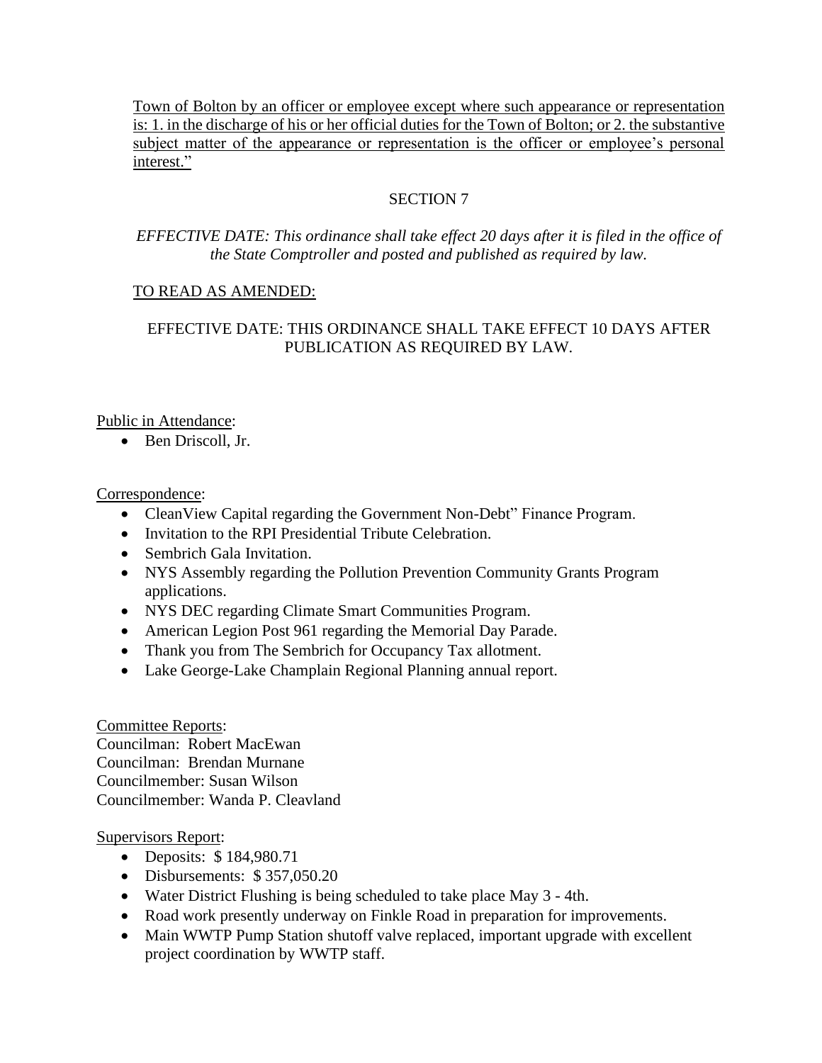<u>Town of Bolton by an officer or employee except where such appearance or representation is: 1. in the discharge of his or her official duties for the Town of Bolton; or 2. the substantive subject matter of the appearance or representation is the officer or employee's personal interest."</u>

SECTION 7

*EFFECTIVE DATE: This ordinance shall take effect 20 days after it is filed in the office of the State Comptroller and posted and published as required by law.*

<u>TO READ AS AMENDED:</u>

EFFECTIVE DATE: THIS ORDINANCE SHALL TAKE EFFECT 10 DAYS AFTER PUBLICATION AS REQUIRED BY LAW.

<u>Public in Attendance</u>:

- Ben Driscoll, Jr.

<u>Correspondence</u>:

- CleanView Capital regarding the Government Non-Debt" Finance Program.
- Invitation to the RPI Presidential Tribute Celebration.
- Sembrich Gala Invitation.
- NYS Assembly regarding the Pollution Prevention Community Grants Program applications.
- NYS DEC regarding Climate Smart Communities Program.
- American Legion Post 961 regarding the Memorial Day Parade.
- Thank you from The Sembrich for Occupancy Tax allotment.
- Lake George-Lake Champlain Regional Planning annual report.

<u>Committee Reports</u>:
Councilman: Robert MacEwan
Councilman: Brendan Murnane
Councilmember: Susan Wilson
Councilmember: Wanda P. Cleavland

<u>Supervisors Report</u>:

- Deposits: $ 184,980.71
- Disbursements: $ 357,050.20
- Water District Flushing is being scheduled to take place May 3 - 4th.
- Road work presently underway on Finkle Road in preparation for improvements.
- Main WWTP Pump Station shutoff valve replaced, important upgrade with excellent project coordination by WWTP staff.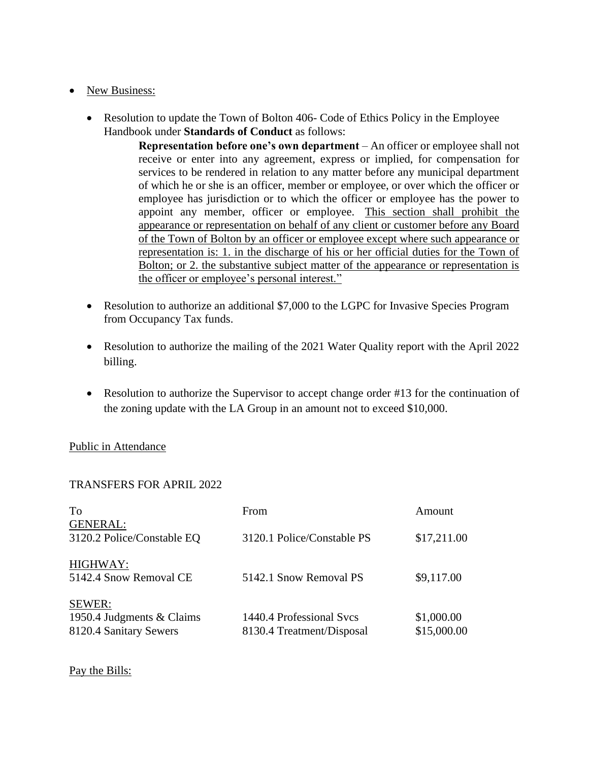- <u>New Business:</u>

  - Resolution to update the Town of Bolton 406- Code of Ethics Policy in the Employee Handbook under **Standards of Conduct** as follows:

    > **Representation before one's own department** – An officer or employee shall not receive or enter into any agreement, express or implied, for compensation for services to be rendered in relation to any matter before any municipal department of which he or she is an officer, member or employee, or over which the officer or employee has jurisdiction or to which the officer or employee has the power to appoint any member, officer or employee. <u>This section shall prohibit the appearance or representation on behalf of any client or customer before any Board of the Town of Bolton by an officer or employee except where such appearance or representation is: 1. in the discharge of his or her official duties for the Town of Bolton; or 2. the substantive subject matter of the appearance or representation is the officer or employee's personal interest."</u>

  - Resolution to authorize an additional $7,000 to the LGPC for Invasive Species Program from Occupancy Tax funds.

  - Resolution to authorize the mailing of the 2021 Water Quality report with the April 2022 billing.

  - Resolution to authorize the Supervisor to accept change order #13 for the continuation of the zoning update with the LA Group in an amount not to exceed $10,000.

<u>Public in Attendance</u>

TRANSFERS FOR APRIL 2022

| To | From | Amount |
|---|---|---|
| <u>GENERAL:</u> | | |
| 3120.2 Police/Constable EQ | 3120.1 Police/Constable PS | $17,211.00 |
| <u>HIGHWAY:</u> | | |
| 5142.4 Snow Removal CE | 5142.1 Snow Removal PS | $9,117.00 |
| <u>SEWER:</u> | | |
| 1950.4 Judgments & Claims | 1440.4 Professional Svcs | $1,000.00 |
| 8120.4 Sanitary Sewers | 8130.4 Treatment/Disposal | $15,000.00 |

<u>Pay the Bills:</u>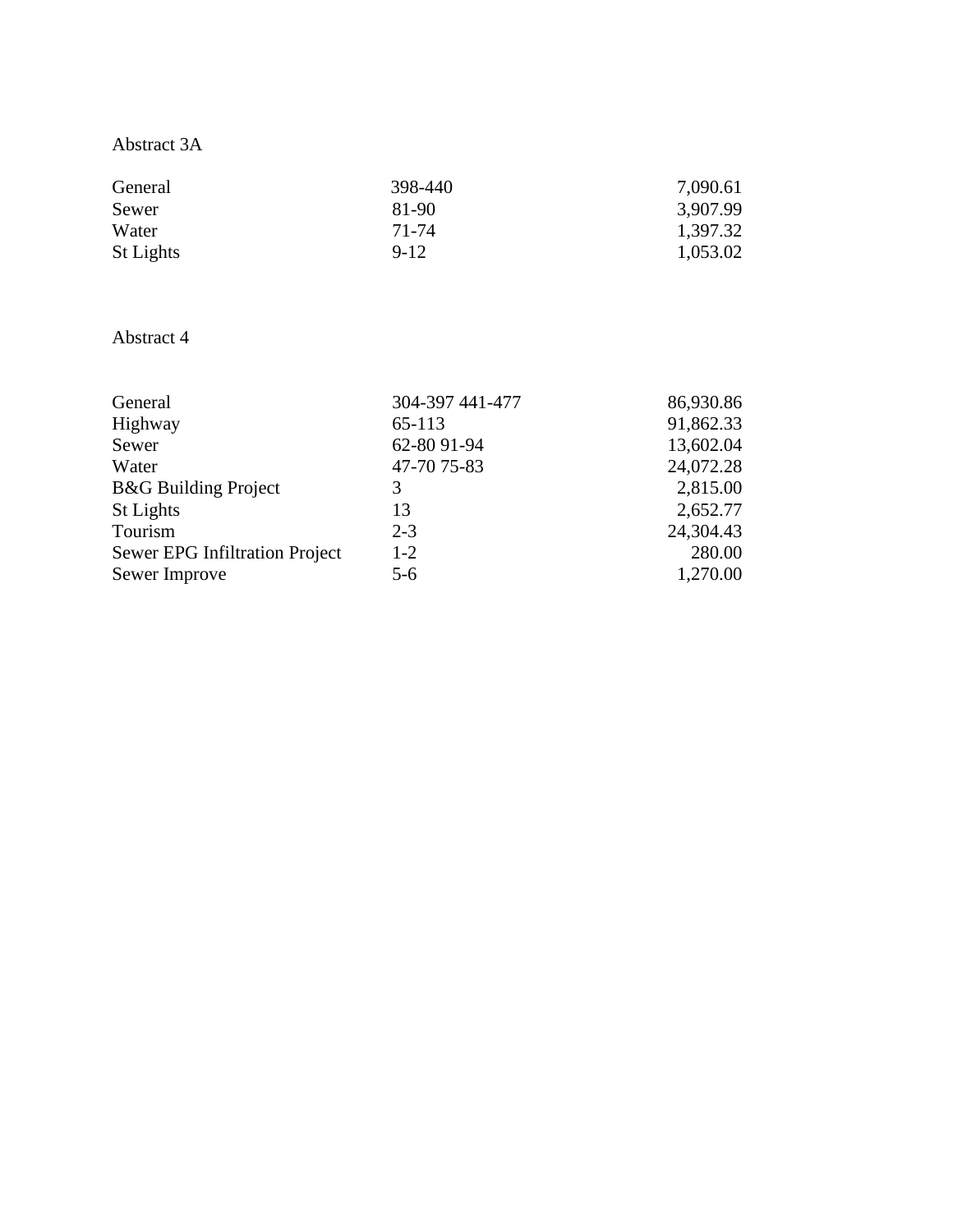Abstract 3A

| | | |
|---|---|---|
| General | 398-440 | 7,090.61 |
| Sewer | 81-90 | 3,907.99 |
| Water | 71-74 | 1,397.32 |
| St Lights | 9-12 | 1,053.02 |

Abstract 4

| | | |
|---|---|---|
| General | 304-397 441-477 | 86,930.86 |
| Highway | 65-113 | 91,862.33 |
| Sewer | 62-80 91-94 | 13,602.04 |
| Water | 47-70 75-83 | 24,072.28 |
| B&G Building Project | 3 | 2,815.00 |
| St Lights | 13 | 2,652.77 |
| Tourism | 2-3 | 24,304.43 |
| Sewer EPG Infiltration Project | 1-2 | 280.00 |
| Sewer Improve | 5-6 | 1,270.00 |